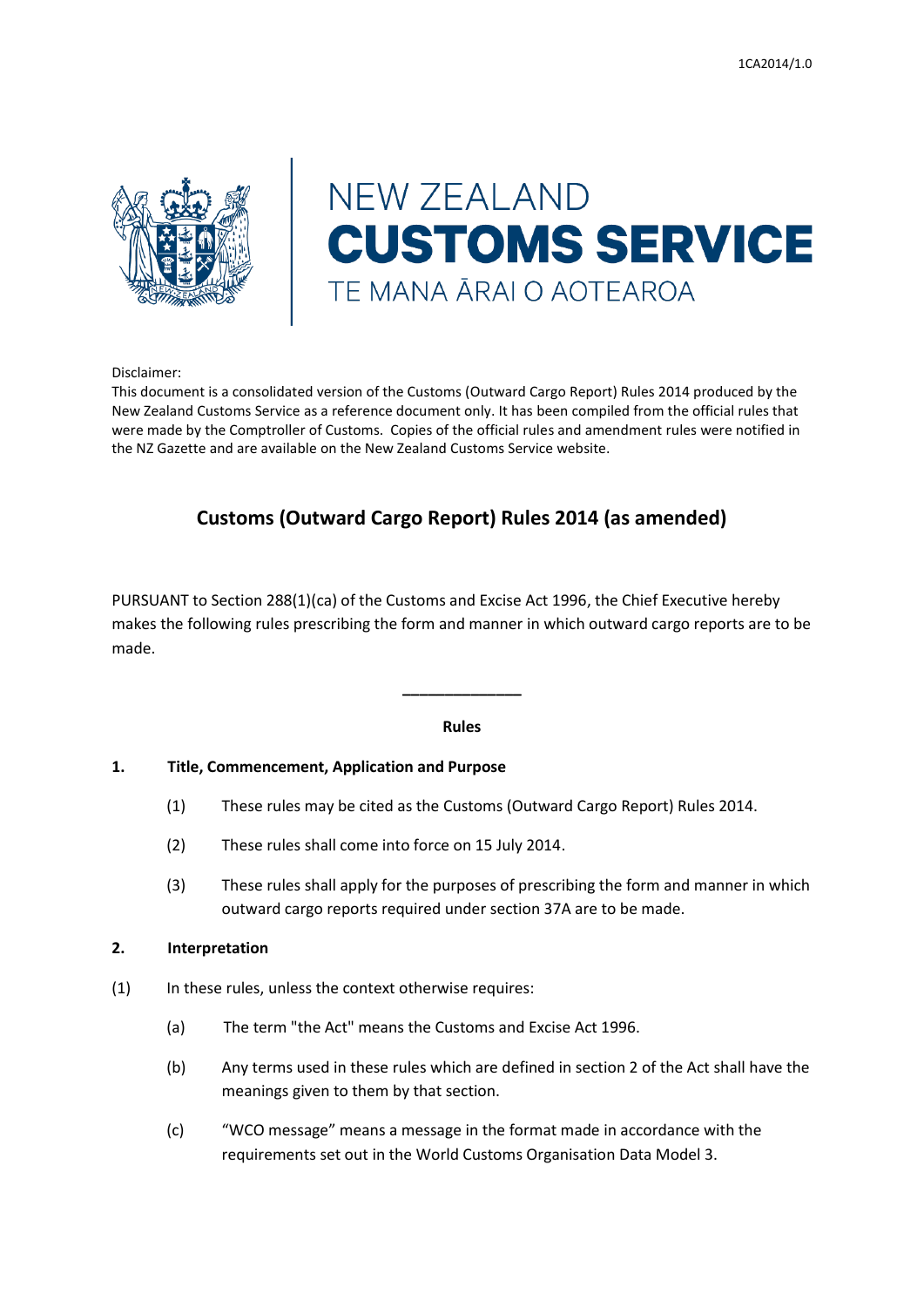1CA2014/1.0

NEW ZEALAND
**CUSTOMS SERVICE**
TE MANA ĀRAI O AOTEAROA

Disclaimer:
This document is a consolidated version of the Customs (Outward Cargo Report) Rules 2014 produced by the New Zealand Customs Service as a reference document only. It has been compiled from the official rules that were made by the Comptroller of Customs. Copies of the official rules and amendment rules were notified in the NZ Gazette and are available on the New Zealand Customs Service website.

# Customs (Outward Cargo Report) Rules 2014 (as amended)

PURSUANT to Section 288(1)(ca) of the Customs and Excise Act 1996, the Chief Executive hereby makes the following rules prescribing the form and manner in which outward cargo reports are to be made.

---

**Rules**

## 1. Title, Commencement, Application and Purpose

(1) These rules may be cited as the Customs (Outward Cargo Report) Rules 2014.

(2) These rules shall come into force on 15 July 2014.

(3) These rules shall apply for the purposes of prescribing the form and manner in which outward cargo reports required under section 37A are to be made.

## 2. Interpretation

(1) In these rules, unless the context otherwise requires:

(a) The term "the Act" means the Customs and Excise Act 1996.

(b) Any terms used in these rules which are defined in section 2 of the Act shall have the meanings given to them by that section.

(c) "WCO message" means a message in the format made in accordance with the requirements set out in the World Customs Organisation Data Model 3.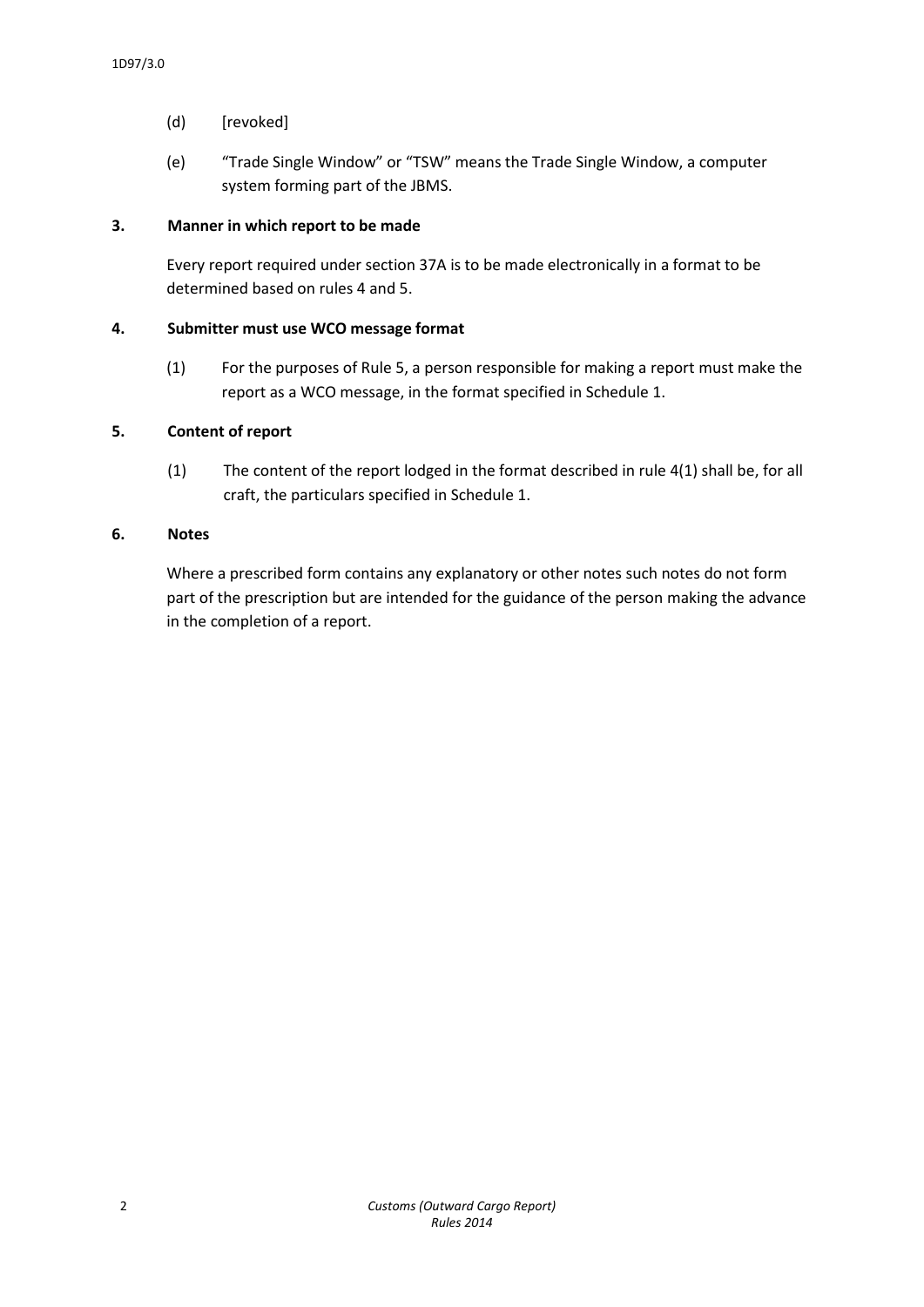(d) [revoked]

(e) "Trade Single Window" or "TSW" means the Trade Single Window, a computer system forming part of the JBMS.

**3. Manner in which report to be made**

Every report required under section 37A is to be made electronically in a format to be determined based on rules 4 and 5.

**4. Submitter must use WCO message format**

(1) For the purposes of Rule 5, a person responsible for making a report must make the report as a WCO message, in the format specified in Schedule 1.

**5. Content of report**

(1) The content of the report lodged in the format described in rule 4(1) shall be, for all craft, the particulars specified in Schedule 1.

**6. Notes**

Where a prescribed form contains any explanatory or other notes such notes do not form part of the prescription but are intended for the guidance of the person making the advance in the completion of a report.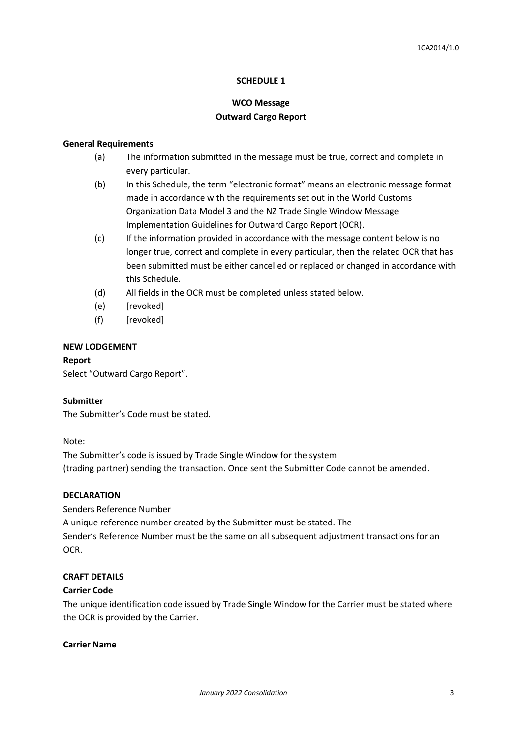# SCHEDULE 1

## WCO Message

## Outward Cargo Report

**General Requirements**

(a) The information submitted in the message must be true, correct and complete in every particular.

(b) In this Schedule, the term "electronic format" means an electronic message format made in accordance with the requirements set out in the World Customs Organization Data Model 3 and the NZ Trade Single Window Message Implementation Guidelines for Outward Cargo Report (OCR).

(c) If the information provided in accordance with the message content below is no longer true, correct and complete in every particular, then the related OCR that has been submitted must be either cancelled or replaced or changed in accordance with this Schedule.

(d) All fields in the OCR must be completed unless stated below.

(e) [revoked]

(f) [revoked]

**NEW LODGEMENT**

**Report**

Select "Outward Cargo Report".

**Submitter**

The Submitter's Code must be stated.

Note:

The Submitter's code is issued by Trade Single Window for the system (trading partner) sending the transaction. Once sent the Submitter Code cannot be amended.

**DECLARATION**

Senders Reference Number

A unique reference number created by the Submitter must be stated. The Sender's Reference Number must be the same on all subsequent adjustment transactions for an OCR.

**CRAFT DETAILS**

**Carrier Code**

The unique identification code issued by Trade Single Window for the Carrier must be stated where the OCR is provided by the Carrier.

**Carrier Name**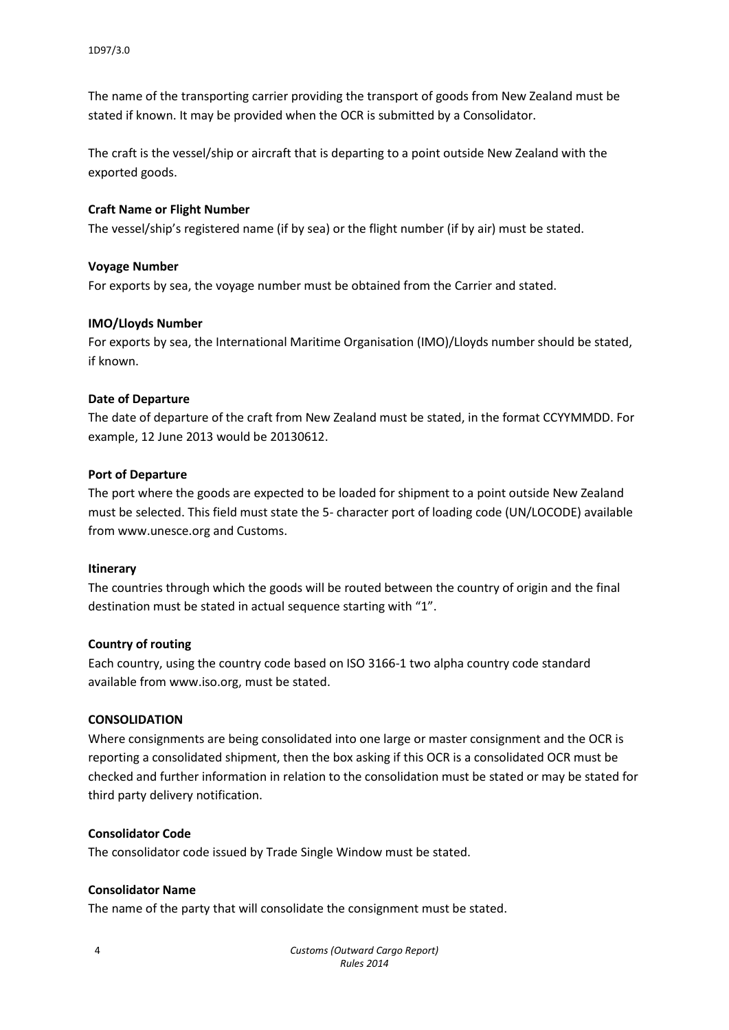The name of the transporting carrier providing the transport of goods from New Zealand must be stated if known. It may be provided when the OCR is submitted by a Consolidator.

The craft is the vessel/ship or aircraft that is departing to a point outside New Zealand with the exported goods.

**Craft Name or Flight Number**

The vessel/ship's registered name (if by sea) or the flight number (if by air) must be stated.

**Voyage Number**

For exports by sea, the voyage number must be obtained from the Carrier and stated.

**IMO/Lloyds Number**

For exports by sea, the International Maritime Organisation (IMO)/Lloyds number should be stated, if known.

**Date of Departure**

The date of departure of the craft from New Zealand must be stated, in the format CCYYMMDD. For example, 12 June 2013 would be 20130612.

**Port of Departure**

The port where the goods are expected to be loaded for shipment to a point outside New Zealand must be selected. This field must state the 5- character port of loading code (UN/LOCODE) available from www.unesce.org and Customs.

**Itinerary**

The countries through which the goods will be routed between the country of origin and the final destination must be stated in actual sequence starting with "1".

**Country of routing**

Each country, using the country code based on ISO 3166-1 two alpha country code standard available from www.iso.org, must be stated.

**CONSOLIDATION**

Where consignments are being consolidated into one large or master consignment and the OCR is reporting a consolidated shipment, then the box asking if this OCR is a consolidated OCR must be checked and further information in relation to the consolidation must be stated or may be stated for third party delivery notification.

**Consolidator Code**

The consolidator code issued by Trade Single Window must be stated.

**Consolidator Name**

The name of the party that will consolidate the consignment must be stated.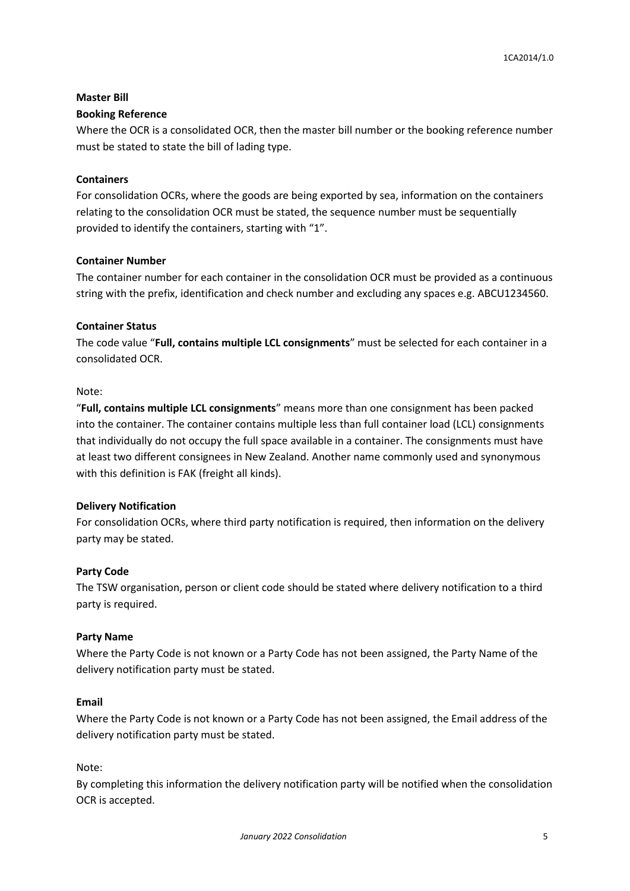**Master Bill**

**Booking Reference**

Where the OCR is a consolidated OCR, then the master bill number or the booking reference number must be stated to state the bill of lading type.

**Containers**

For consolidation OCRs, where the goods are being exported by sea, information on the containers relating to the consolidation OCR must be stated, the sequence number must be sequentially provided to identify the containers, starting with "1".

**Container Number**

The container number for each container in the consolidation OCR must be provided as a continuous string with the prefix, identification and check number and excluding any spaces e.g. ABCU1234560.

**Container Status**

The code value "**Full, contains multiple LCL consignments**" must be selected for each container in a consolidated OCR.

Note:

"**Full, contains multiple LCL consignments**" means more than one consignment has been packed into the container. The container contains multiple less than full container load (LCL) consignments that individually do not occupy the full space available in a container. The consignments must have at least two different consignees in New Zealand. Another name commonly used and synonymous with this definition is FAK (freight all kinds).

**Delivery Notification**

For consolidation OCRs, where third party notification is required, then information on the delivery party may be stated.

**Party Code**

The TSW organisation, person or client code should be stated where delivery notification to a third party is required.

**Party Name**

Where the Party Code is not known or a Party Code has not been assigned, the Party Name of the delivery notification party must be stated.

**Email**

Where the Party Code is not known or a Party Code has not been assigned, the Email address of the delivery notification party must be stated.

Note:

By completing this information the delivery notification party will be notified when the consolidation OCR is accepted.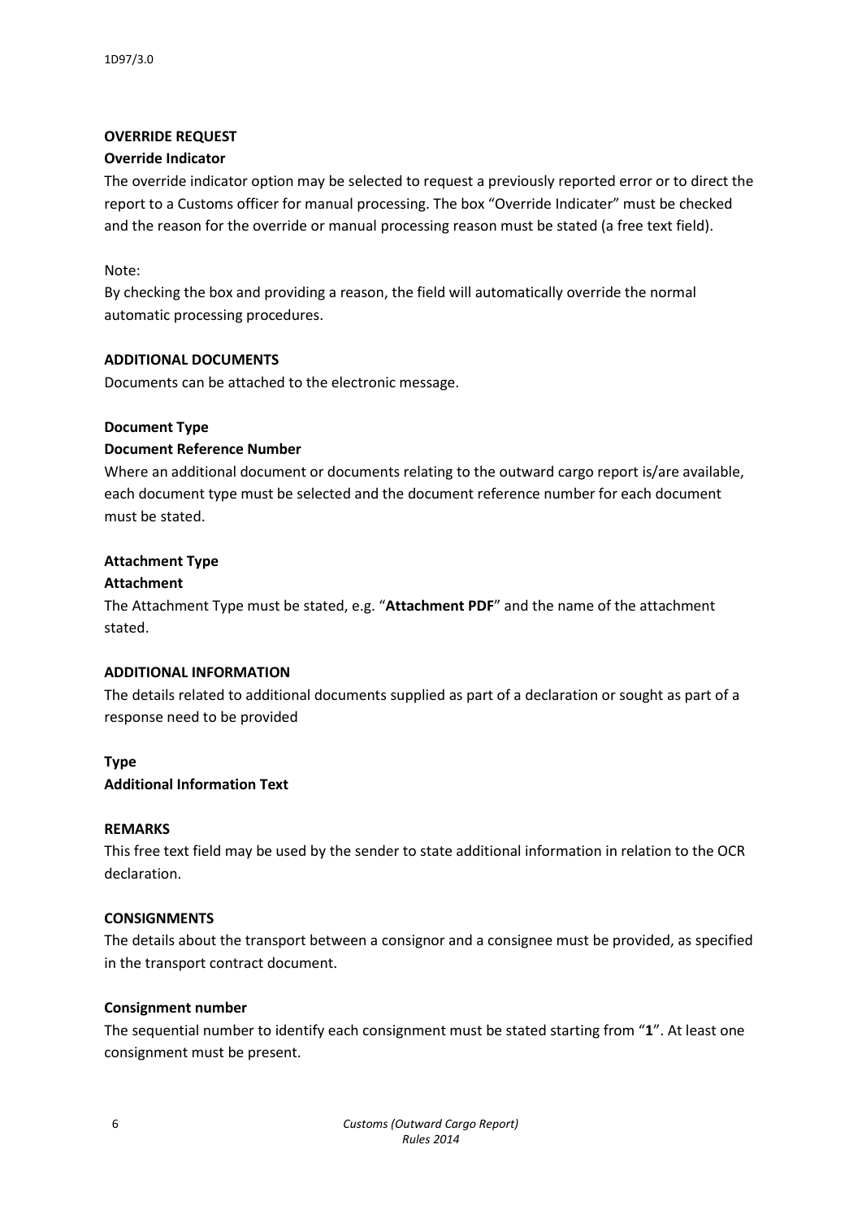**OVERRIDE REQUEST**

**Override Indicator**

The override indicator option may be selected to request a previously reported error or to direct the report to a Customs officer for manual processing. The box “Override Indicater” must be checked and the reason for the override or manual processing reason must be stated (a free text field).

Note:

By checking the box and providing a reason, the field will automatically override the normal automatic processing procedures.

**ADDITIONAL DOCUMENTS**

Documents can be attached to the electronic message.

**Document Type**

**Document Reference Number**

Where an additional document or documents relating to the outward cargo report is/are available, each document type must be selected and the document reference number for each document must be stated.

**Attachment Type**

**Attachment**

The Attachment Type must be stated, e.g. “**Attachment PDF**” and the name of the attachment stated.

**ADDITIONAL INFORMATION**

The details related to additional documents supplied as part of a declaration or sought as part of a response need to be provided

**Type**

**Additional Information Text**

**REMARKS**

This free text field may be used by the sender to state additional information in relation to the OCR declaration.

**CONSIGNMENTS**

The details about the transport between a consignor and a consignee must be provided, as specified in the transport contract document.

**Consignment number**

The sequential number to identify each consignment must be stated starting from “**1**”. At least one consignment must be present.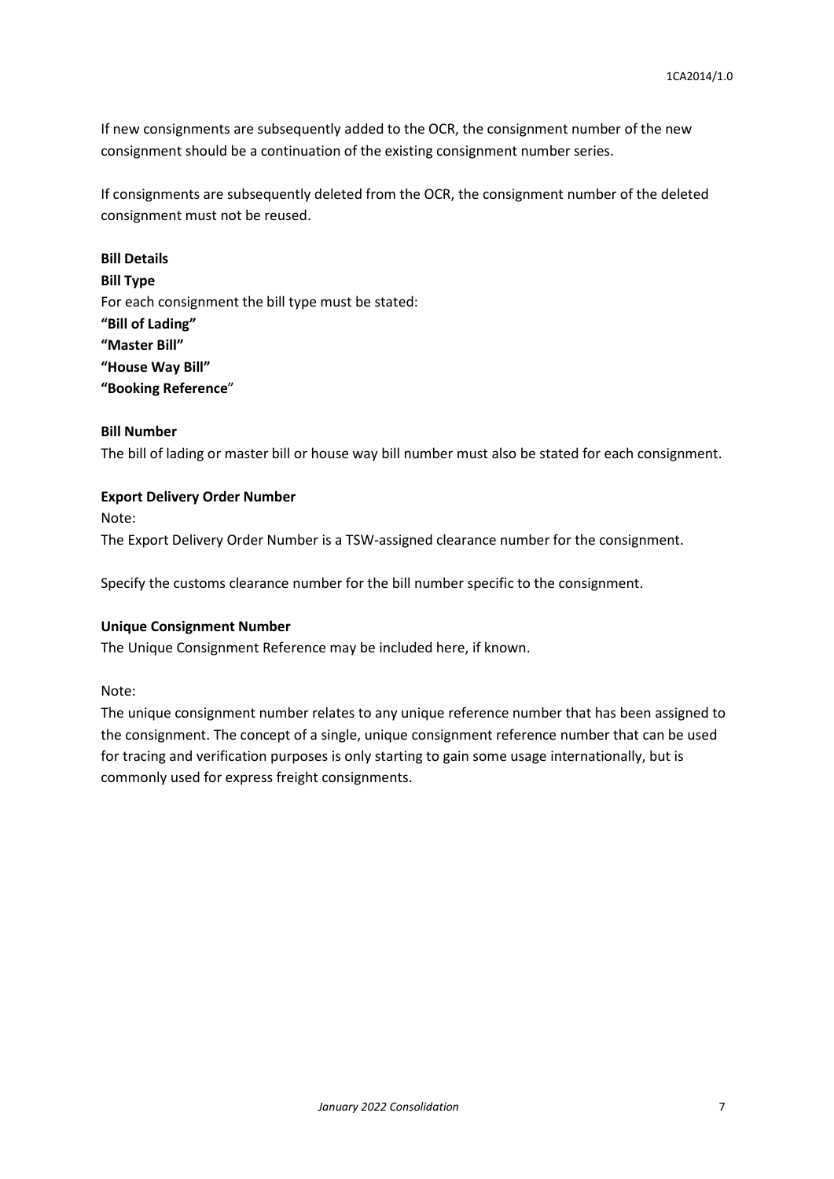If new consignments are subsequently added to the OCR, the consignment number of the new consignment should be a continuation of the existing consignment number series.

If consignments are subsequently deleted from the OCR, the consignment number of the deleted consignment must not be reused.

**Bill Details**

**Bill Type**

For each consignment the bill type must be stated:

**"Bill of Lading"**
**"Master Bill"**
**"House Way Bill"**
**"Booking Reference**"

**Bill Number**

The bill of lading or master bill or house way bill number must also be stated for each consignment.

**Export Delivery Order Number**

Note:

The Export Delivery Order Number is a TSW-assigned clearance number for the consignment.

Specify the customs clearance number for the bill number specific to the consignment.

**Unique Consignment Number**

The Unique Consignment Reference may be included here, if known.

Note:

The unique consignment number relates to any unique reference number that has been assigned to the consignment. The concept of a single, unique consignment reference number that can be used for tracing and verification purposes is only starting to gain some usage internationally, but is commonly used for express freight consignments.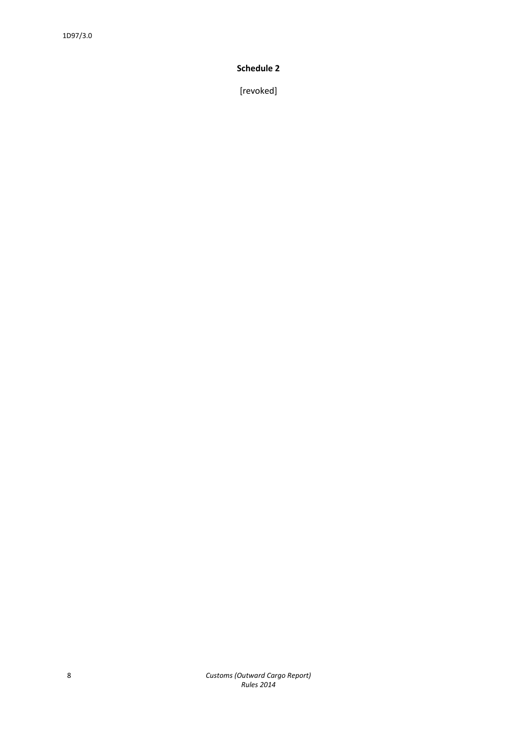## Schedule 2

[revoked]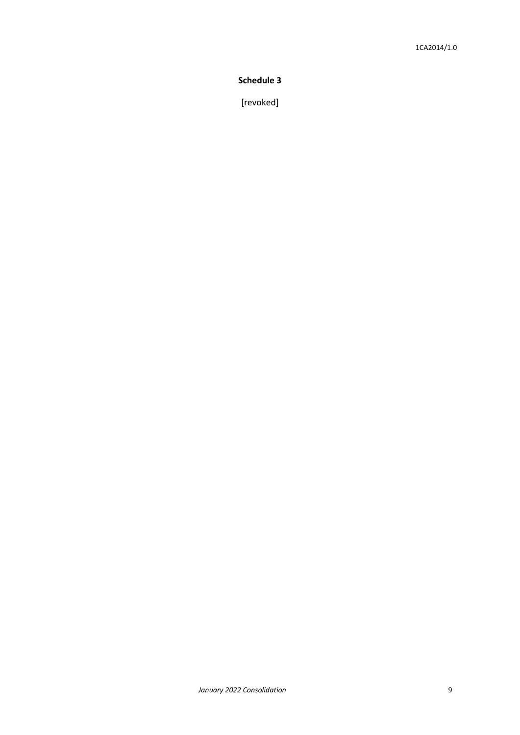## Schedule 3

[revoked]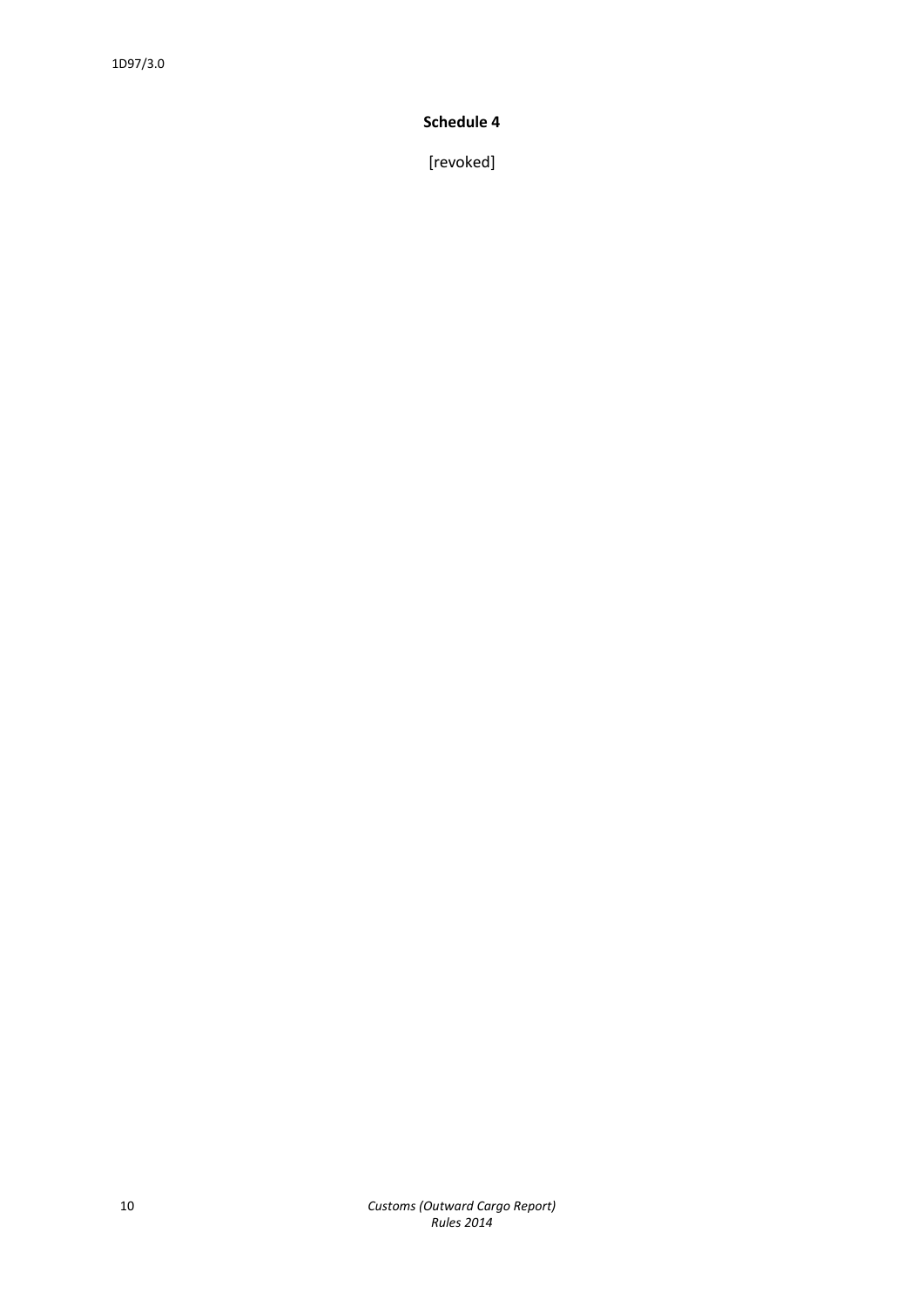## Schedule 4

[revoked]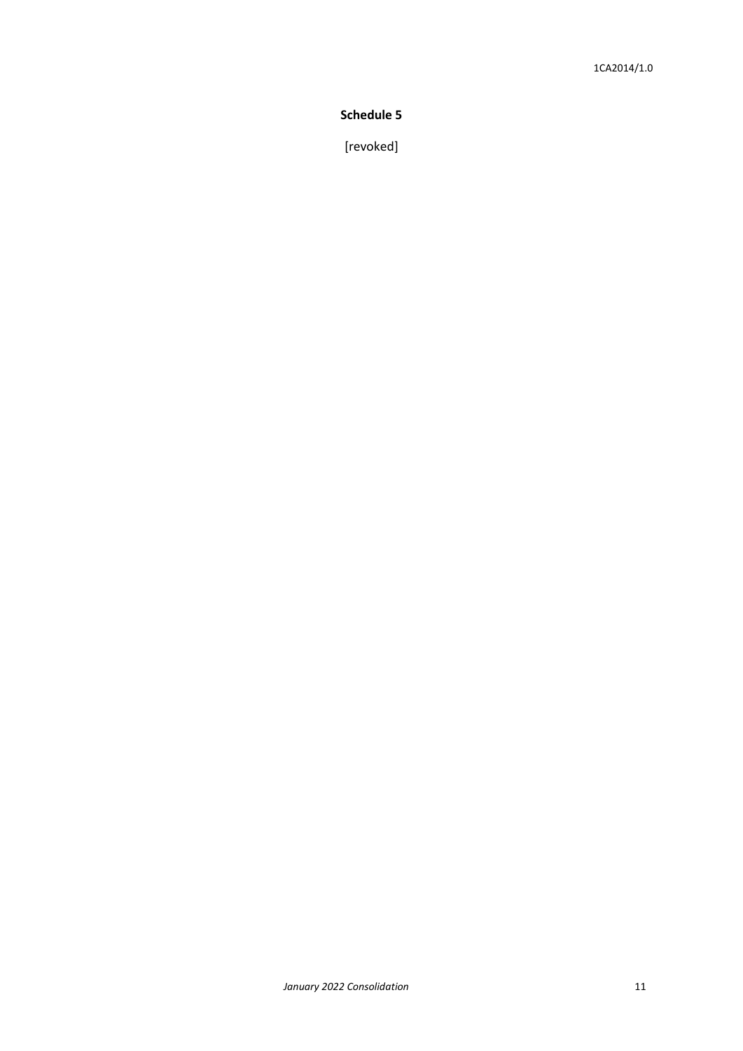**Schedule 5**

[revoked]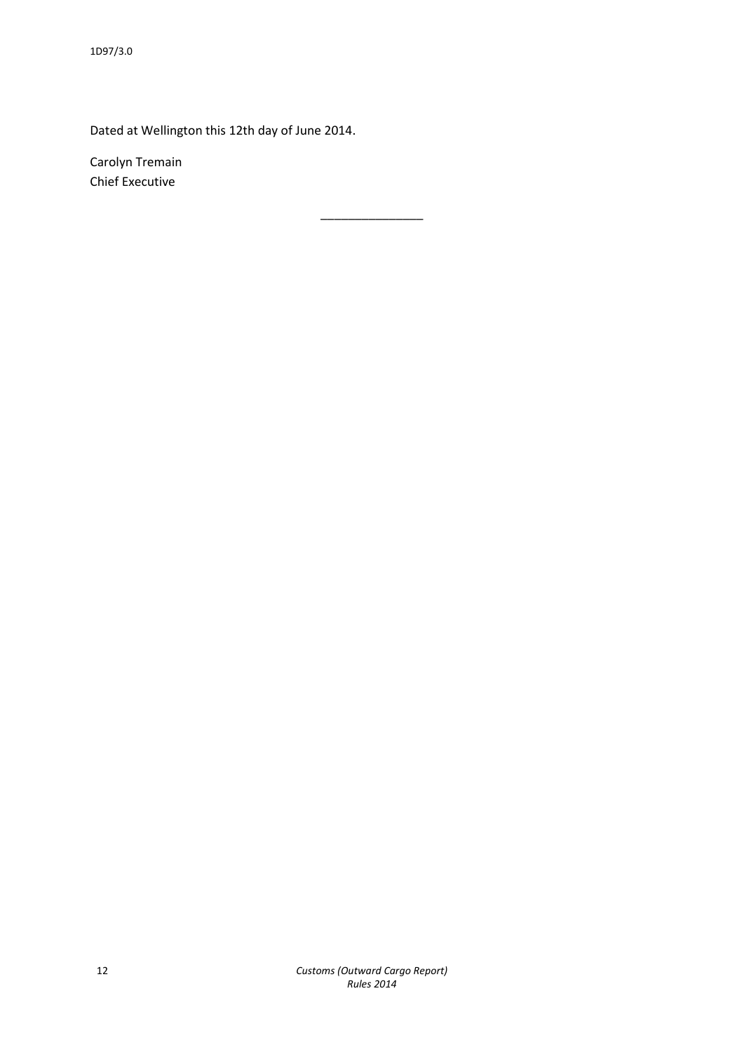Dated at Wellington this 12th day of June 2014.

Carolyn Tremain
Chief Executive

---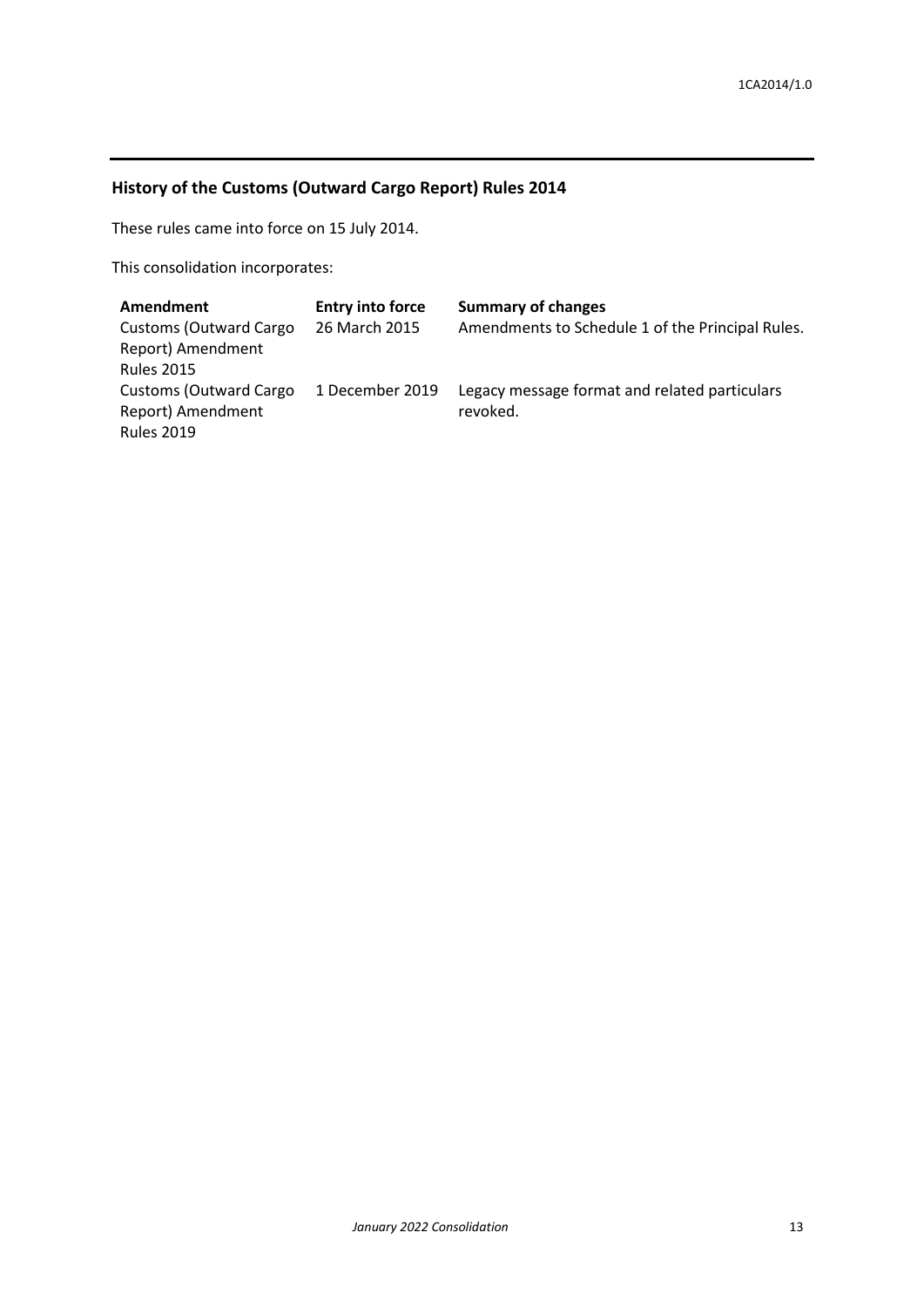## History of the Customs (Outward Cargo Report) Rules 2014

These rules came into force on 15 July 2014.

This consolidation incorporates:

| Amendment | Entry into force | Summary of changes |
| --- | --- | --- |
| Customs (Outward Cargo Report) Amendment Rules 2015 | 26 March 2015 | Amendments to Schedule 1 of the Principal Rules. |
| Customs (Outward Cargo Report) Amendment Rules 2019 | 1 December 2019 | Legacy message format and related particulars revoked. |